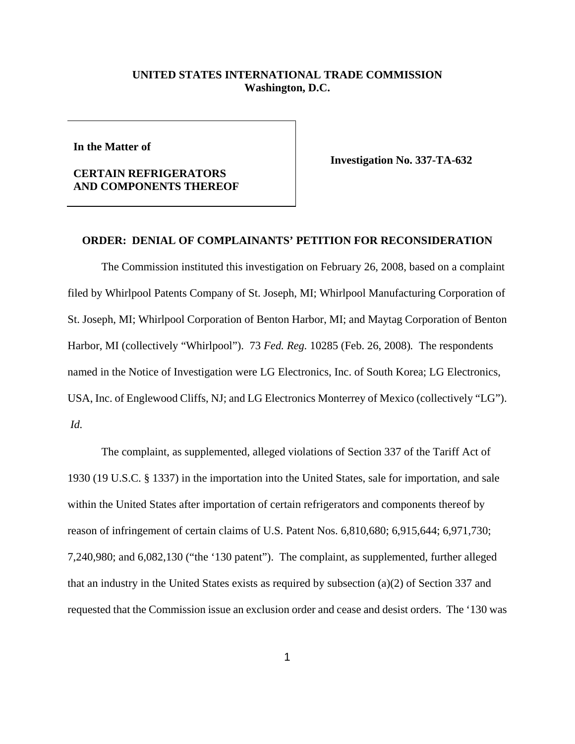**UNITED STATES INTERNATIONAL TRADE COMMISSION**
**Washington, D.C.**

| | |
|---|---|
| **In the Matter of**<br><br>**CERTAIN REFRIGERATORS AND COMPONENTS THEREOF** | **Investigation No. 337-TA-632** |

**ORDER: DENIAL OF COMPLAINANTS' PETITION FOR RECONSIDERATION**

The Commission instituted this investigation on February 26, 2008, based on a complaint filed by Whirlpool Patents Company of St. Joseph, MI; Whirlpool Manufacturing Corporation of St. Joseph, MI; Whirlpool Corporation of Benton Harbor, MI; and Maytag Corporation of Benton Harbor, MI (collectively "Whirlpool"). 73 *Fed. Reg.* 10285 (Feb. 26, 2008). The respondents named in the Notice of Investigation were LG Electronics, Inc. of South Korea; LG Electronics, USA, Inc. of Englewood Cliffs, NJ; and LG Electronics Monterrey of Mexico (collectively "LG"). *Id.*

The complaint, as supplemented, alleged violations of Section 337 of the Tariff Act of 1930 (19 U.S.C. § 1337) in the importation into the United States, sale for importation, and sale within the United States after importation of certain refrigerators and components thereof by reason of infringement of certain claims of U.S. Patent Nos. 6,810,680; 6,915,644; 6,971,730; 7,240,980; and 6,082,130 ("the '130 patent"). The complaint, as supplemented, further alleged that an industry in the United States exists as required by subsection (a)(2) of Section 337 and requested that the Commission issue an exclusion order and cease and desist orders. The '130 was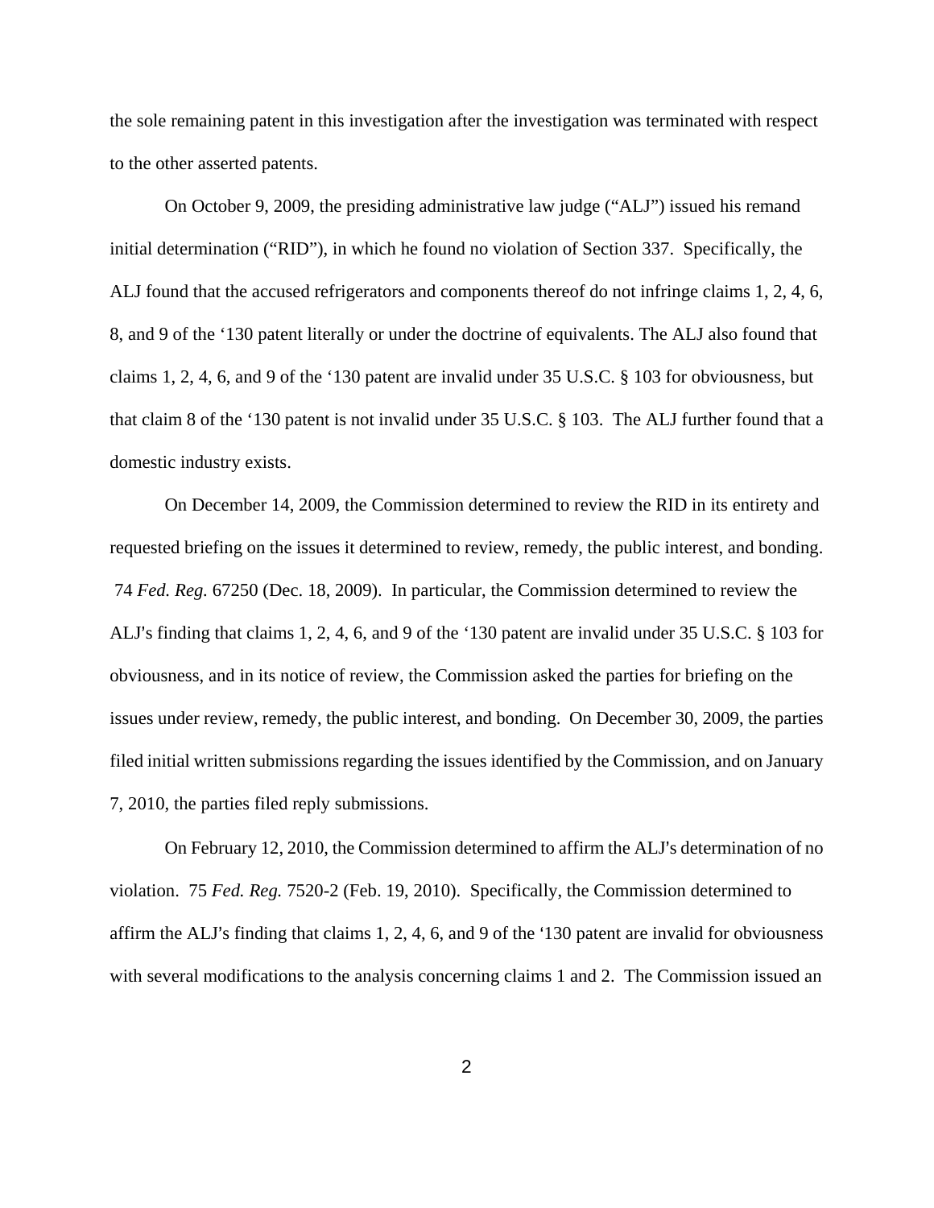the sole remaining patent in this investigation after the investigation was terminated with respect to the other asserted patents.

On October 9, 2009, the presiding administrative law judge ("ALJ") issued his remand initial determination ("RID"), in which he found no violation of Section 337. Specifically, the ALJ found that the accused refrigerators and components thereof do not infringe claims 1, 2, 4, 6, 8, and 9 of the '130 patent literally or under the doctrine of equivalents. The ALJ also found that claims 1, 2, 4, 6, and 9 of the '130 patent are invalid under 35 U.S.C. § 103 for obviousness, but that claim 8 of the '130 patent is not invalid under 35 U.S.C. § 103. The ALJ further found that a domestic industry exists.

On December 14, 2009, the Commission determined to review the RID in its entirety and requested briefing on the issues it determined to review, remedy, the public interest, and bonding. 74 *Fed. Reg.* 67250 (Dec. 18, 2009). In particular, the Commission determined to review the ALJ's finding that claims 1, 2, 4, 6, and 9 of the '130 patent are invalid under 35 U.S.C. § 103 for obviousness, and in its notice of review, the Commission asked the parties for briefing on the issues under review, remedy, the public interest, and bonding. On December 30, 2009, the parties filed initial written submissions regarding the issues identified by the Commission, and on January 7, 2010, the parties filed reply submissions.

On February 12, 2010, the Commission determined to affirm the ALJ's determination of no violation. 75 *Fed. Reg.* 7520-2 (Feb. 19, 2010). Specifically, the Commission determined to affirm the ALJ's finding that claims 1, 2, 4, 6, and 9 of the '130 patent are invalid for obviousness with several modifications to the analysis concerning claims 1 and 2. The Commission issued an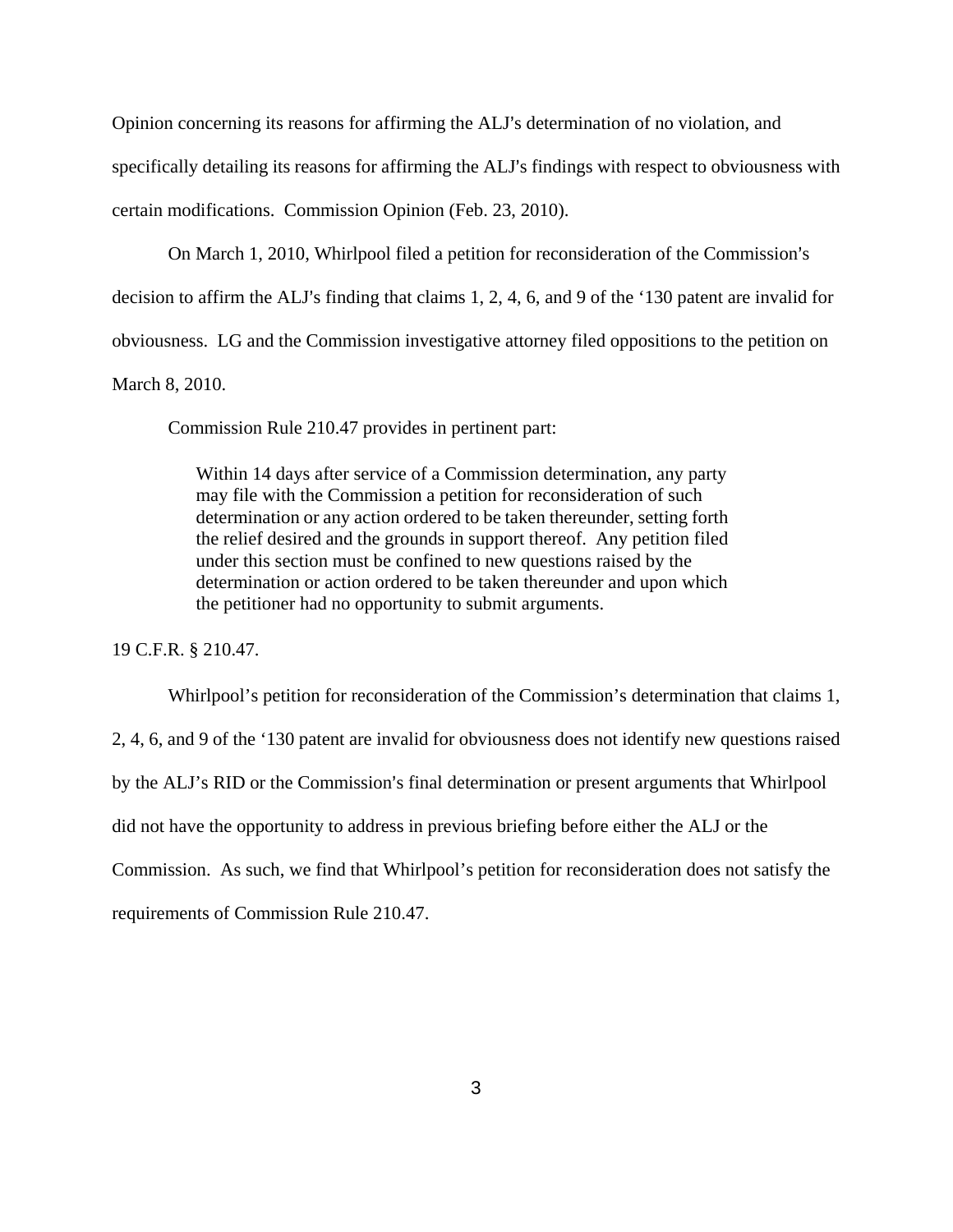Opinion concerning its reasons for affirming the ALJ's determination of no violation, and specifically detailing its reasons for affirming the ALJ's findings with respect to obviousness with certain modifications. Commission Opinion (Feb. 23, 2010).

On March 1, 2010, Whirlpool filed a petition for reconsideration of the Commission's decision to affirm the ALJ's finding that claims 1, 2, 4, 6, and 9 of the '130 patent are invalid for obviousness. LG and the Commission investigative attorney filed oppositions to the petition on March 8, 2010.

Commission Rule 210.47 provides in pertinent part:

> Within 14 days after service of a Commission determination, any party may file with the Commission a petition for reconsideration of such determination or any action ordered to be taken thereunder, setting forth the relief desired and the grounds in support thereof. Any petition filed under this section must be confined to new questions raised by the determination or action ordered to be taken thereunder and upon which the petitioner had no opportunity to submit arguments.

19 C.F.R. § 210.47.

Whirlpool's petition for reconsideration of the Commission's determination that claims 1, 2, 4, 6, and 9 of the '130 patent are invalid for obviousness does not identify new questions raised by the ALJ's RID or the Commission's final determination or present arguments that Whirlpool did not have the opportunity to address in previous briefing before either the ALJ or the Commission. As such, we find that Whirlpool's petition for reconsideration does not satisfy the requirements of Commission Rule 210.47.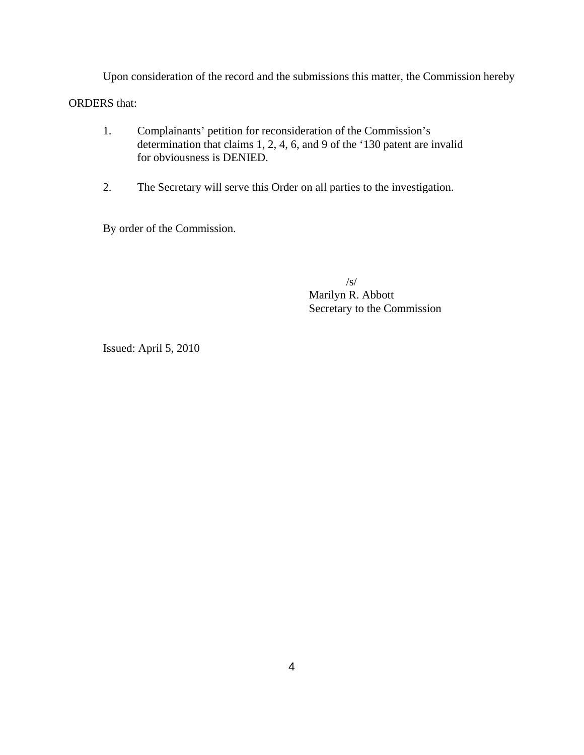Upon consideration of the record and the submissions this matter, the Commission hereby ORDERS that:

1. Complainants' petition for reconsideration of the Commission's determination that claims 1, 2, 4, 6, and 9 of the '130 patent are invalid for obviousness is DENIED.

2. The Secretary will serve this Order on all parties to the investigation.

By order of the Commission.

/s/
Marilyn R. Abbott
Secretary to the Commission

Issued: April 5, 2010